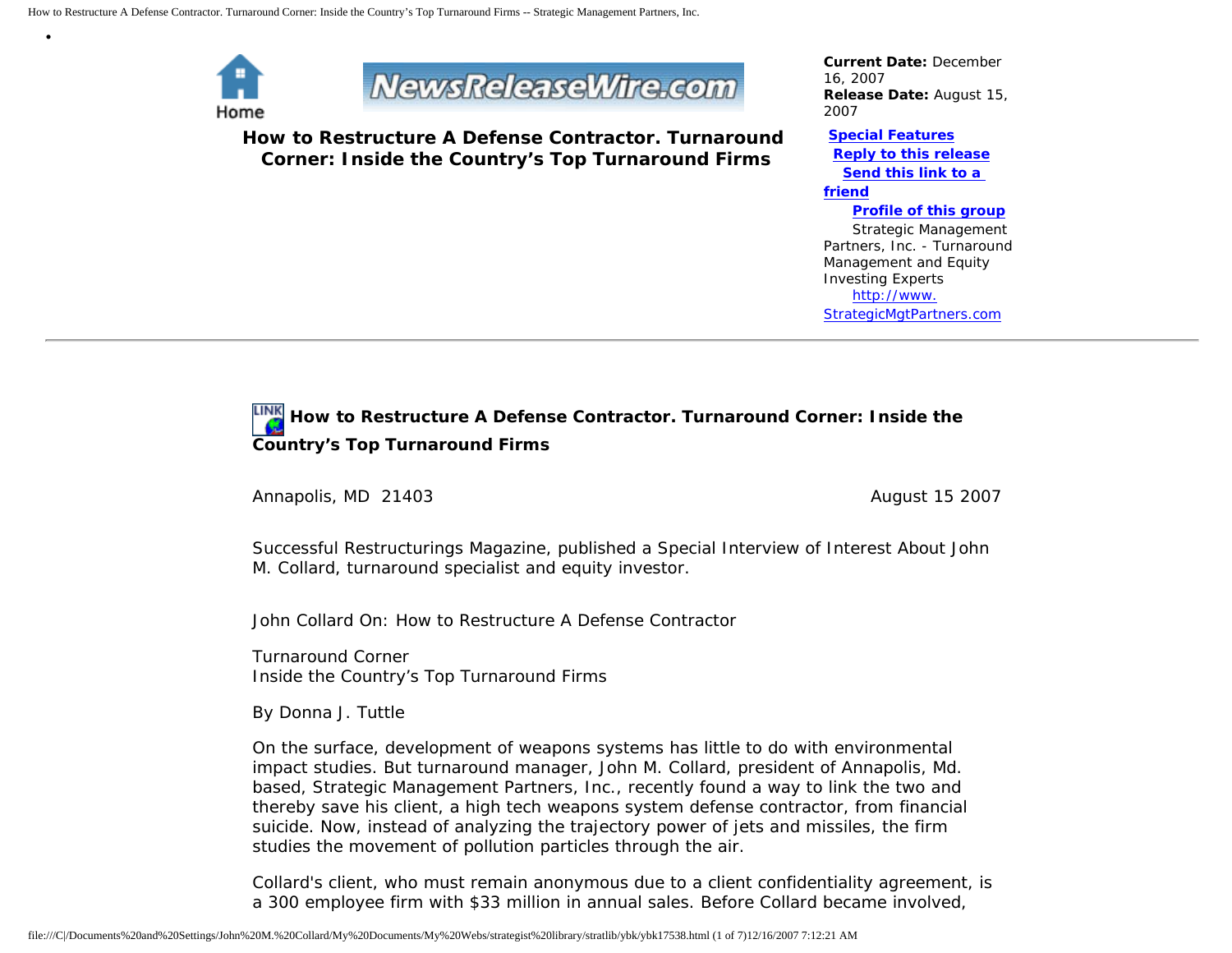Home

# How to Restructure A Defense Contractor. Turnaround Corner: Inside the Country's Top Turnaround Firms

**Current Date:** December 16, 2007
**Release Date:** August 15, 2007

**Special Features**
**Reply to this release**
**Send this link to a friend**
**Profile of this group**

Strategic Management Partners, Inc. - Turnaround Management and Equity Investing Experts
http://www.StrategicMgtPartners.com

---

## How to Restructure A Defense Contractor. Turnaround Corner: Inside the Country's Top Turnaround Firms

Annapolis, MD 21403 — August 15 2007

Successful Restructurings Magazine, published a Special Interview of Interest About John M. Collard, turnaround specialist and equity investor.

John Collard On: How to Restructure A Defense Contractor

Turnaround Corner
Inside the Country's Top Turnaround Firms

By Donna J. Tuttle

On the surface, development of weapons systems has little to do with environmental impact studies. But turnaround manager, John M. Collard, president of Annapolis, Md. based, Strategic Management Partners, Inc., recently found a way to link the two and thereby save his client, a high tech weapons system defense contractor, from financial suicide. Now, instead of analyzing the trajectory power of jets and missiles, the firm studies the movement of pollution particles through the air.

Collard's client, who must remain anonymous due to a client confidentiality agreement, is a 300 employee firm with $33 million in annual sales. Before Collard became involved,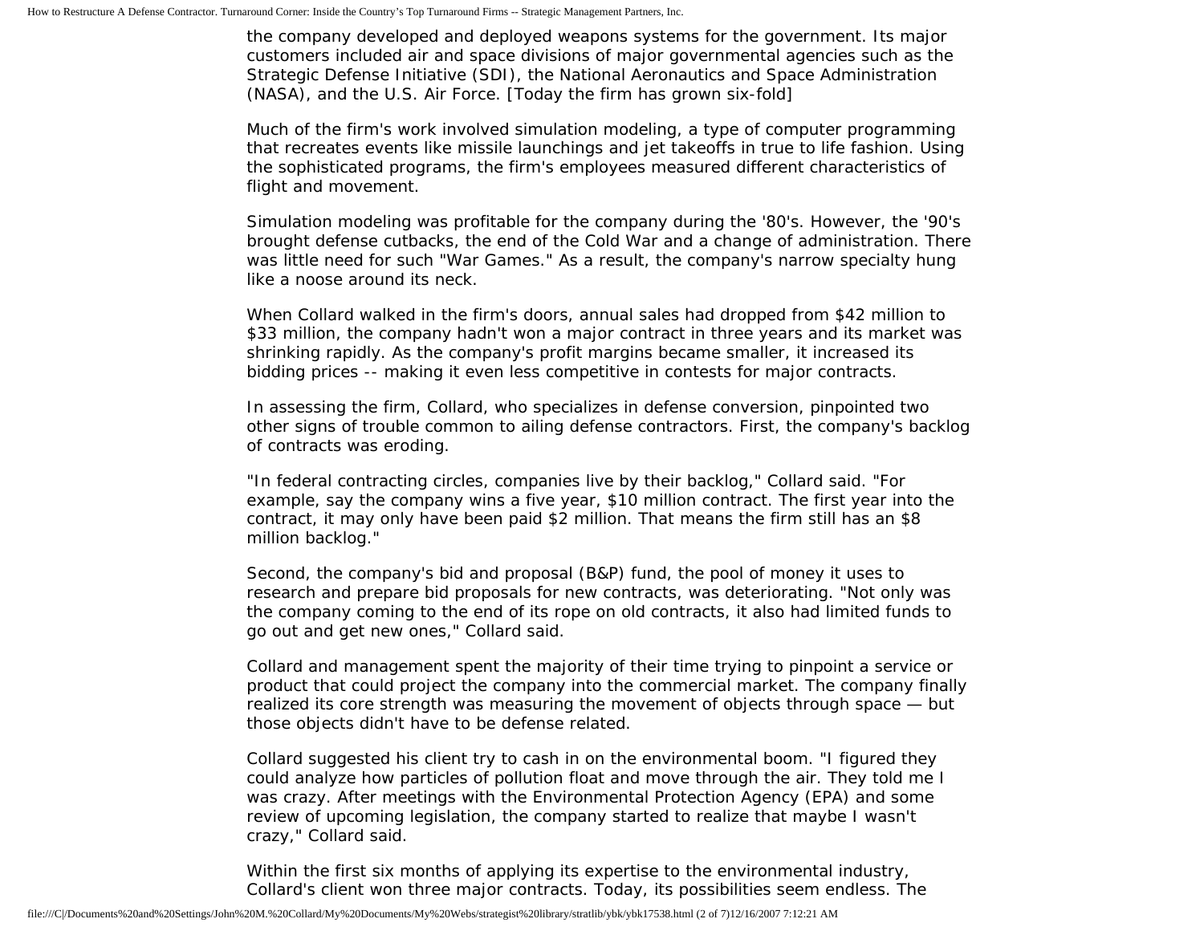the company developed and deployed weapons systems for the government. Its major customers included air and space divisions of major governmental agencies such as the Strategic Defense Initiative (SDI), the National Aeronautics and Space Administration (NASA), and the U.S. Air Force. [Today the firm has grown six-fold]

Much of the firm's work involved simulation modeling, a type of computer programming that recreates events like missile launchings and jet takeoffs in true to life fashion. Using the sophisticated programs, the firm's employees measured different characteristics of flight and movement.

Simulation modeling was profitable for the company during the '80's. However, the '90's brought defense cutbacks, the end of the Cold War and a change of administration. There was little need for such "War Games." As a result, the company's narrow specialty hung like a noose around its neck.

When Collard walked in the firm's doors, annual sales had dropped from $42 million to $33 million, the company hadn't won a major contract in three years and its market was shrinking rapidly. As the company's profit margins became smaller, it increased its bidding prices -- making it even less competitive in contests for major contracts.

In assessing the firm, Collard, who specializes in defense conversion, pinpointed two other signs of trouble common to ailing defense contractors. First, the company's backlog of contracts was eroding.

"In federal contracting circles, companies live by their backlog," Collard said. "For example, say the company wins a five year, $10 million contract. The first year into the contract, it may only have been paid $2 million. That means the firm still has an $8 million backlog."

Second, the company's bid and proposal (B&P) fund, the pool of money it uses to research and prepare bid proposals for new contracts, was deteriorating. "Not only was the company coming to the end of its rope on old contracts, it also had limited funds to go out and get new ones," Collard said.

Collard and management spent the majority of their time trying to pinpoint a service or product that could project the company into the commercial market. The company finally realized its core strength was measuring the movement of objects through space — but those objects didn't have to be defense related.

Collard suggested his client try to cash in on the environmental boom. "I figured they could analyze how particles of pollution float and move through the air. They told me I was crazy. After meetings with the Environmental Protection Agency (EPA) and some review of upcoming legislation, the company started to realize that maybe I wasn't crazy," Collard said.

Within the first six months of applying its expertise to the environmental industry, Collard's client won three major contracts. Today, its possibilities seem endless. The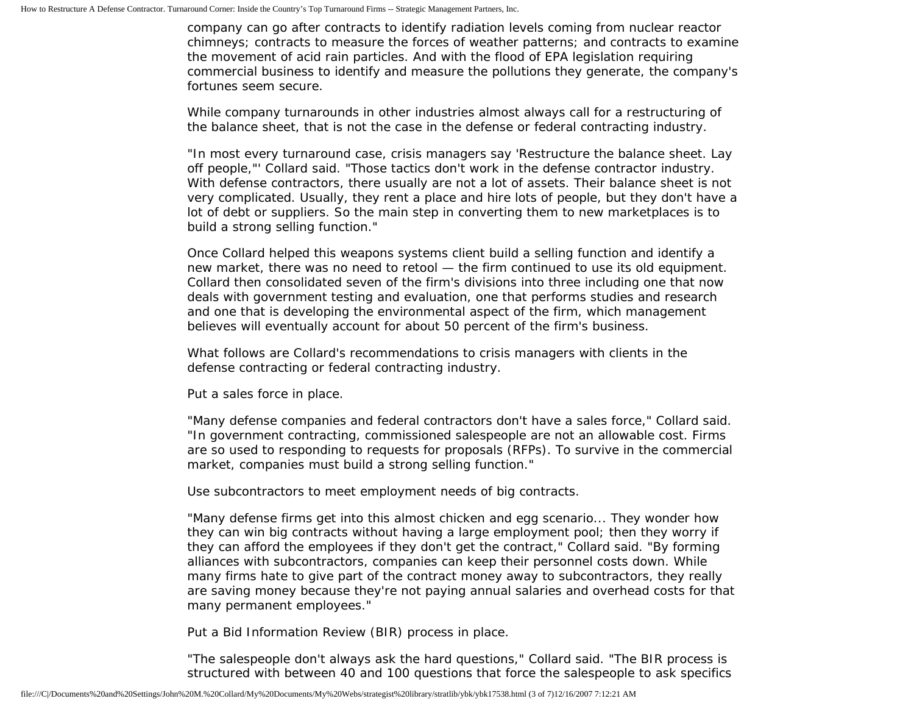company can go after contracts to identify radiation levels coming from nuclear reactor chimneys; contracts to measure the forces of weather patterns; and contracts to examine the movement of acid rain particles. And with the flood of EPA legislation requiring commercial business to identify and measure the pollutions they generate, the company's fortunes seem secure.

While company turnarounds in other industries almost always call for a restructuring of the balance sheet, that is not the case in the defense or federal contracting industry.

"In most every turnaround case, crisis managers say 'Restructure the balance sheet. Lay off people,"' Collard said. "Those tactics don't work in the defense contractor industry. With defense contractors, there usually are not a lot of assets. Their balance sheet is not very complicated. Usually, they rent a place and hire lots of people, but they don't have a lot of debt or suppliers. So the main step in converting them to new marketplaces is to build a strong selling function."

Once Collard helped this weapons systems client build a selling function and identify a new market, there was no need to retool — the firm continued to use its old equipment. Collard then consolidated seven of the firm's divisions into three including one that now deals with government testing and evaluation, one that performs studies and research and one that is developing the environmental aspect of the firm, which management believes will eventually account for about 50 percent of the firm's business.

What follows are Collard's recommendations to crisis managers with clients in the defense contracting or federal contracting industry.

Put a sales force in place.

"Many defense companies and federal contractors don't have a sales force," Collard said. "In government contracting, commissioned salespeople are not an allowable cost. Firms are so used to responding to requests for proposals (RFPs). To survive in the commercial market, companies must build a strong selling function."

Use subcontractors to meet employment needs of big contracts.

"Many defense firms get into this almost chicken and egg scenario... They wonder how they can win big contracts without having a large employment pool; then they worry if they can afford the employees if they don't get the contract," Collard said. "By forming alliances with subcontractors, companies can keep their personnel costs down. While many firms hate to give part of the contract money away to subcontractors, they really are saving money because they're not paying annual salaries and overhead costs for that many permanent employees."

Put a Bid Information Review (BIR) process in place.

"The salespeople don't always ask the hard questions," Collard said. "The BIR process is structured with between 40 and 100 questions that force the salespeople to ask specifics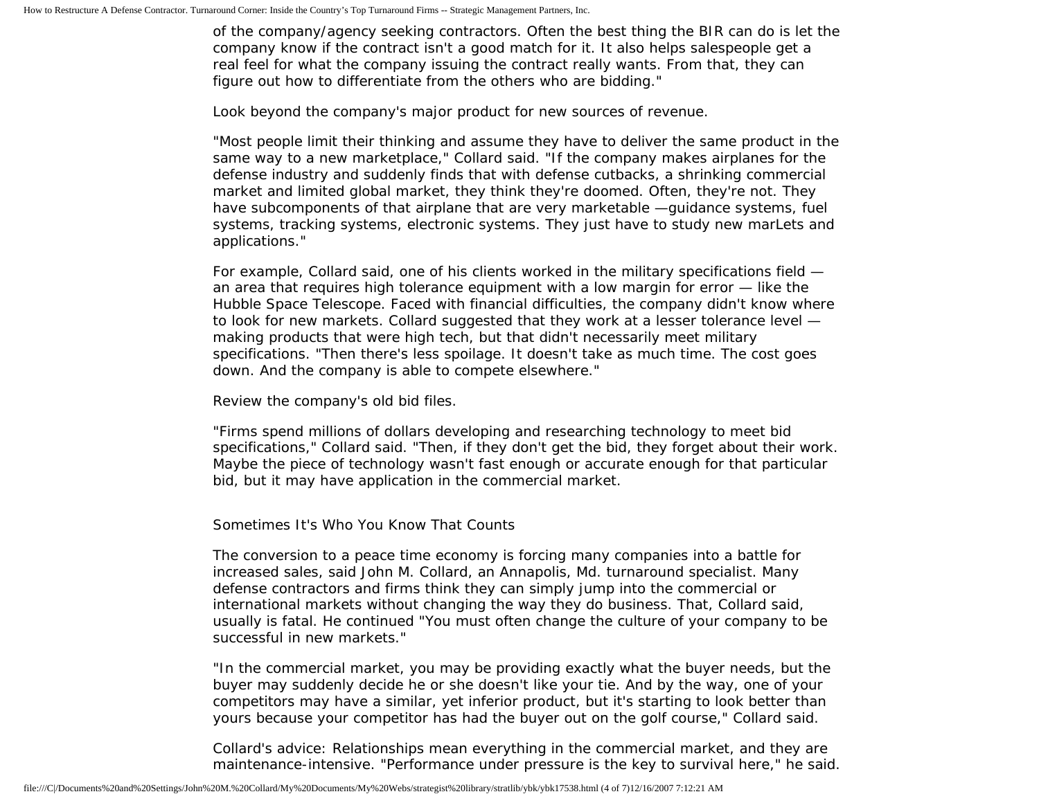of the company/agency seeking contractors. Often the best thing the BIR can do is let the company know if the contract isn't a good match for it. It also helps salespeople get a real feel for what the company issuing the contract really wants. From that, they can figure out how to differentiate from the others who are bidding."

Look beyond the company's major product for new sources of revenue.

"Most people limit their thinking and assume they have to deliver the same product in the same way to a new marketplace," Collard said. "If the company makes airplanes for the defense industry and suddenly finds that with defense cutbacks, a shrinking commercial market and limited global market, they think they're doomed. Often, they're not. They have subcomponents of that airplane that are very marketable —guidance systems, fuel systems, tracking systems, electronic systems. They just have to study new marLets and applications."

For example, Collard said, one of his clients worked in the military specifications field — an area that requires high tolerance equipment with a low margin for error — like the Hubble Space Telescope. Faced with financial difficulties, the company didn't know where to look for new markets. Collard suggested that they work at a lesser tolerance level — making products that were high tech, but that didn't necessarily meet military specifications. "Then there's less spoilage. It doesn't take as much time. The cost goes down. And the company is able to compete elsewhere."

Review the company's old bid files.

"Firms spend millions of dollars developing and researching technology to meet bid specifications," Collard said. "Then, if they don't get the bid, they forget about their work. Maybe the piece of technology wasn't fast enough or accurate enough for that particular bid, but it may have application in the commercial market.

## Sometimes It's Who You Know That Counts

The conversion to a peace time economy is forcing many companies into a battle for increased sales, said John M. Collard, an Annapolis, Md. turnaround specialist. Many defense contractors and firms think they can simply jump into the commercial or international markets without changing the way they do business. That, Collard said, usually is fatal. He continued "You must often change the culture of your company to be successful in new markets."

"In the commercial market, you may be providing exactly what the buyer needs, but the buyer may suddenly decide he or she doesn't like your tie. And by the way, one of your competitors may have a similar, yet inferior product, but it's starting to look better than yours because your competitor has had the buyer out on the golf course," Collard said.

Collard's advice: Relationships mean everything in the commercial market, and they are maintenance-intensive. "Performance under pressure is the key to survival here," he said.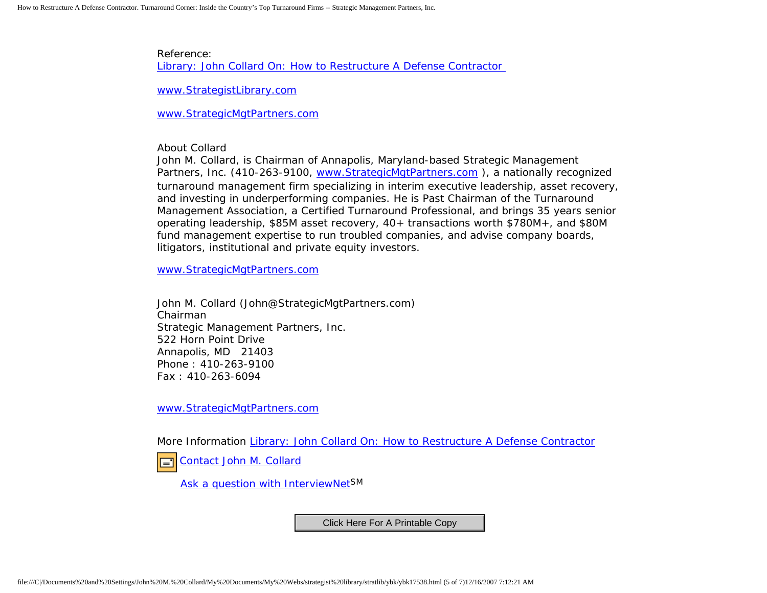Reference:
[Library: John Collard On: How to Restructure A Defense Contractor](#)

[www.StrategistLibrary.com](#)

[www.StrategicMgtPartners.com](#)

About Collard
John M. Collard, is Chairman of Annapolis, Maryland-based Strategic Management Partners, Inc. (410-263-9100, [www.StrategicMgtPartners.com](#) ), a nationally recognized turnaround management firm specializing in interim executive leadership, asset recovery, and investing in underperforming companies. He is Past Chairman of the Turnaround Management Association, a Certified Turnaround Professional, and brings 35 years senior operating leadership, $85M asset recovery, 40+ transactions worth $780M+, and $80M fund management expertise to run troubled companies, and advise company boards, litigators, institutional and private equity investors.

[www.StrategicMgtPartners.com](#)

John M. Collard (John@StrategicMgtPartners.com)
Chairman
Strategic Management Partners, Inc.
522 Horn Point Drive
Annapolis, MD 21403
Phone : 410-263-9100
Fax : 410-263-6094

[www.StrategicMgtPartners.com](#)

More Information [Library: John Collard On: How to Restructure A Defense Contractor](#)

[Contact John M. Collard](#)

[Ask a question with InterviewNet](#)SM

Click Here For A Printable Copy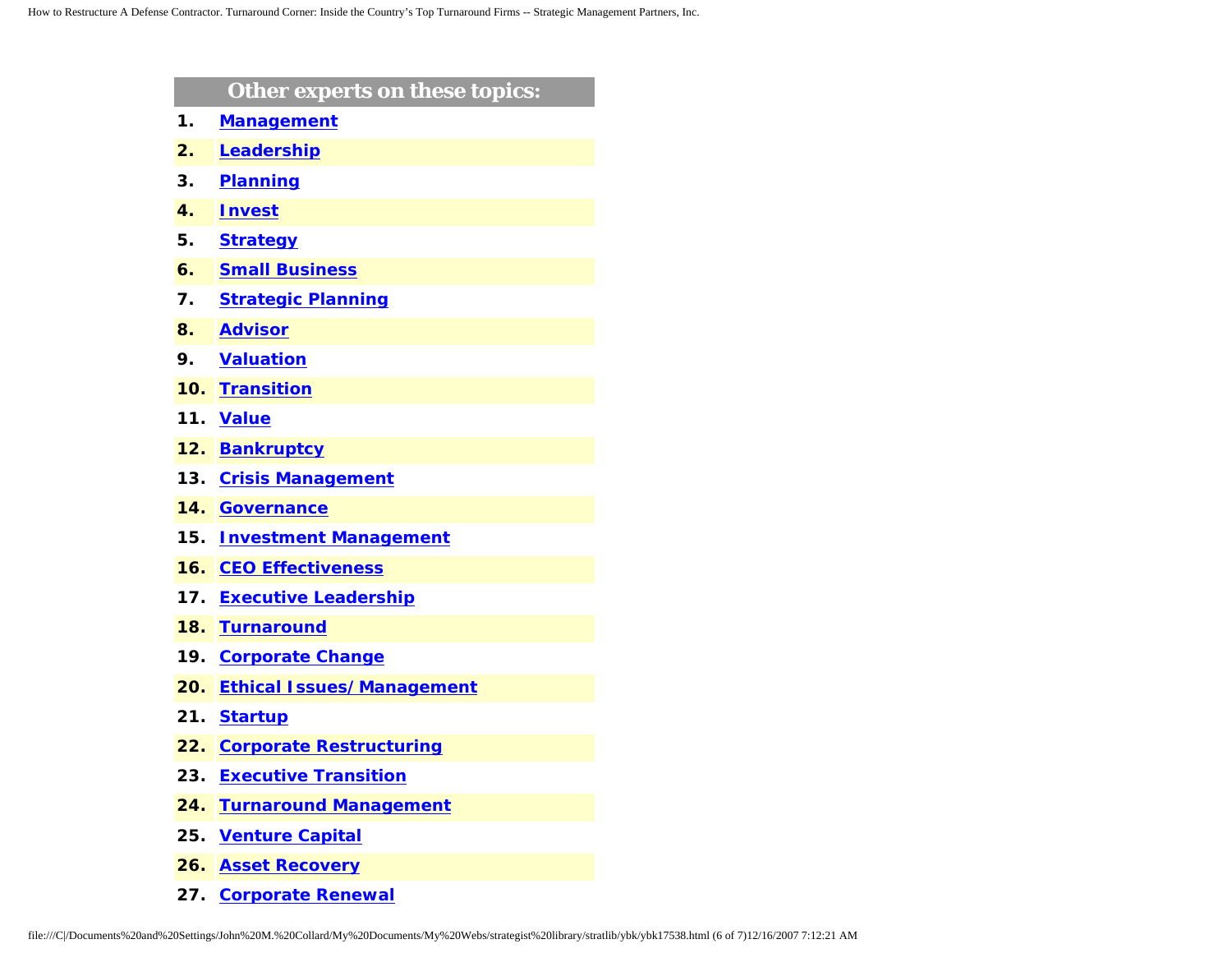## Other experts on these topics:

1. **Management**
2. **Leadership**
3. **Planning**
4. **Invest**
5. **Strategy**
6. **Small Business**
7. **Strategic Planning**
8. **Advisor**
9. **Valuation**
10. **Transition**
11. **Value**
12. **Bankruptcy**
13. **Crisis Management**
14. **Governance**
15. **Investment Management**
16. **CEO Effectiveness**
17. **Executive Leadership**
18. **Turnaround**
19. **Corporate Change**
20. **Ethical Issues/Management**
21. **Startup**
22. **Corporate Restructuring**
23. **Executive Transition**
24. **Turnaround Management**
25. **Venture Capital**
26. **Asset Recovery**
27. **Corporate Renewal**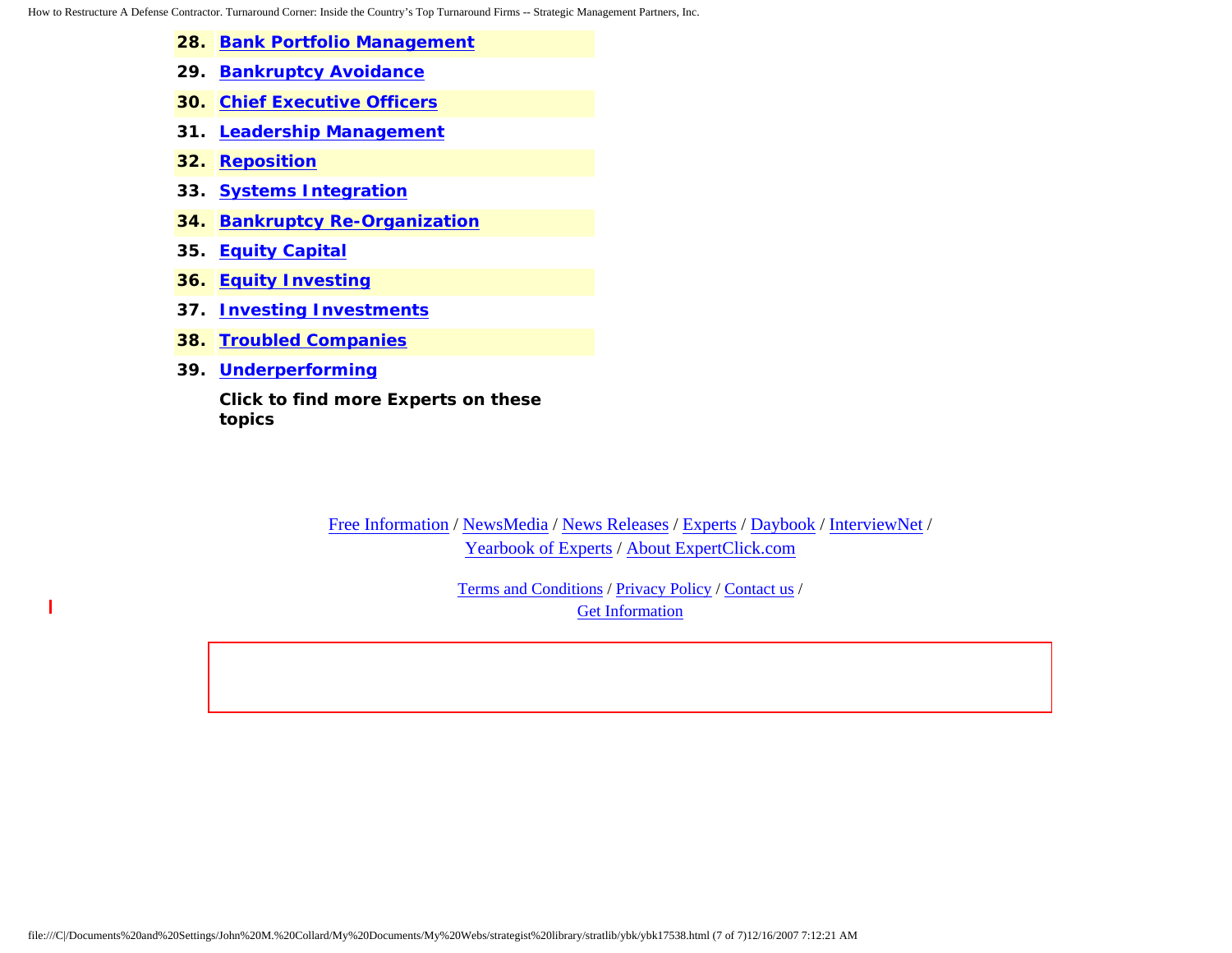28. **Bank Portfolio Management**
29. **Bankruptcy Avoidance**
30. **Chief Executive Officers**
31. **Leadership Management**
32. **Reposition**
33. **Systems Integration**
34. **Bankruptcy Re-Organization**
35. **Equity Capital**
36. **Equity Investing**
37. **Investing Investments**
38. **Troubled Companies**
39. **Underperforming**

**Click to find more Experts on these topics**

Free Information / NewsMedia / News Releases / Experts / Daybook / InterviewNet / Yearbook of Experts / About ExpertClick.com

Terms and Conditions / Privacy Policy / Contact us / Get Information